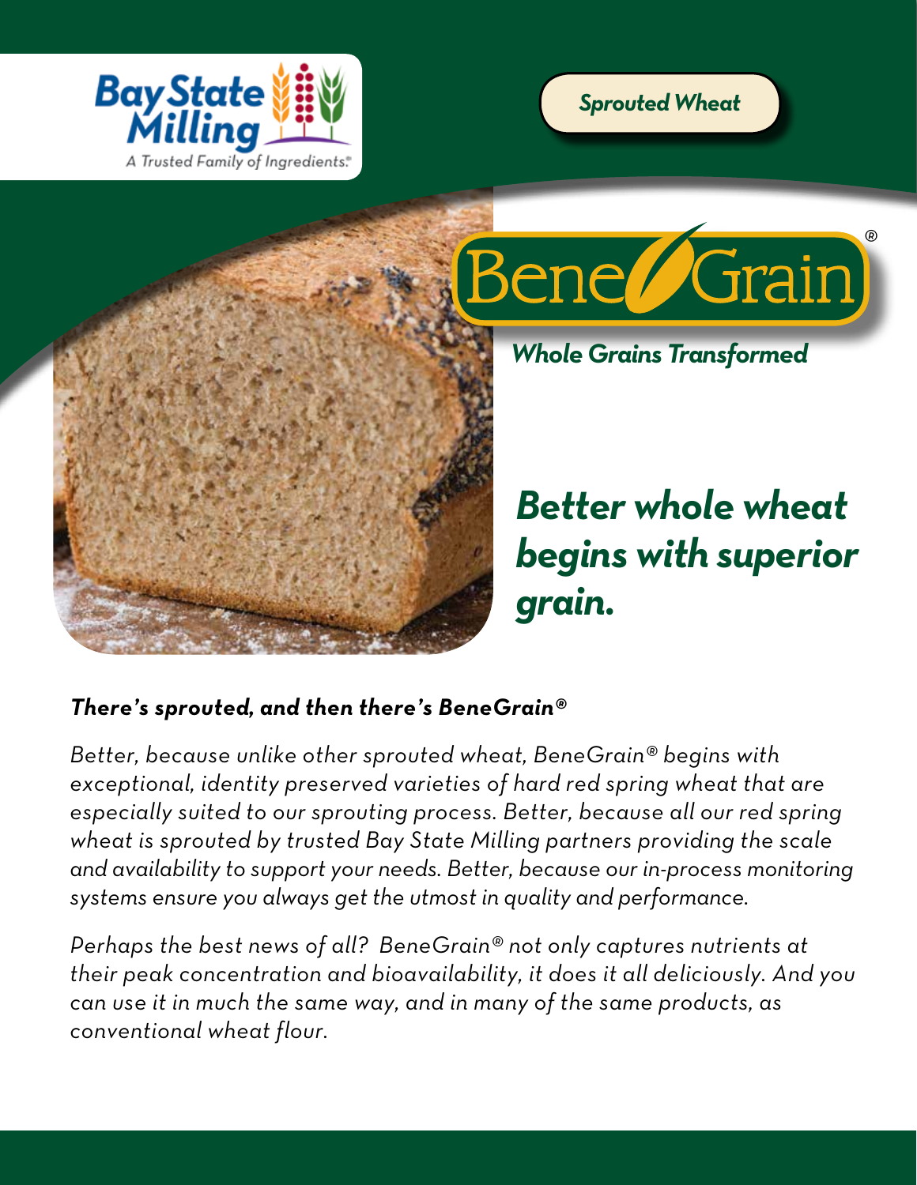Bay State Milling

A Trusted Family of Ingredients®

*Sprouted Wheat*

# BeneGrain®

*Whole Grains Transformed*

## *Better whole wheat begins with superior grain.*

### *There's sprouted, and then there's BeneGrain®*

*Better, because unlike other sprouted wheat, BeneGrain® begins with exceptional, identity preserved varieties of hard red spring wheat that are especially suited to our sprouting process. Better, because all our red spring wheat is sprouted by trusted Bay State Milling partners providing the scale and availability to support your needs. Better, because our in-process monitoring systems ensure you always get the utmost in quality and performance.*

*Perhaps the best news of all? BeneGrain® not only captures nutrients at their peak concentration and bioavailability, it does it all deliciously. And you can use it in much the same way, and in many of the same products, as conventional wheat flour.*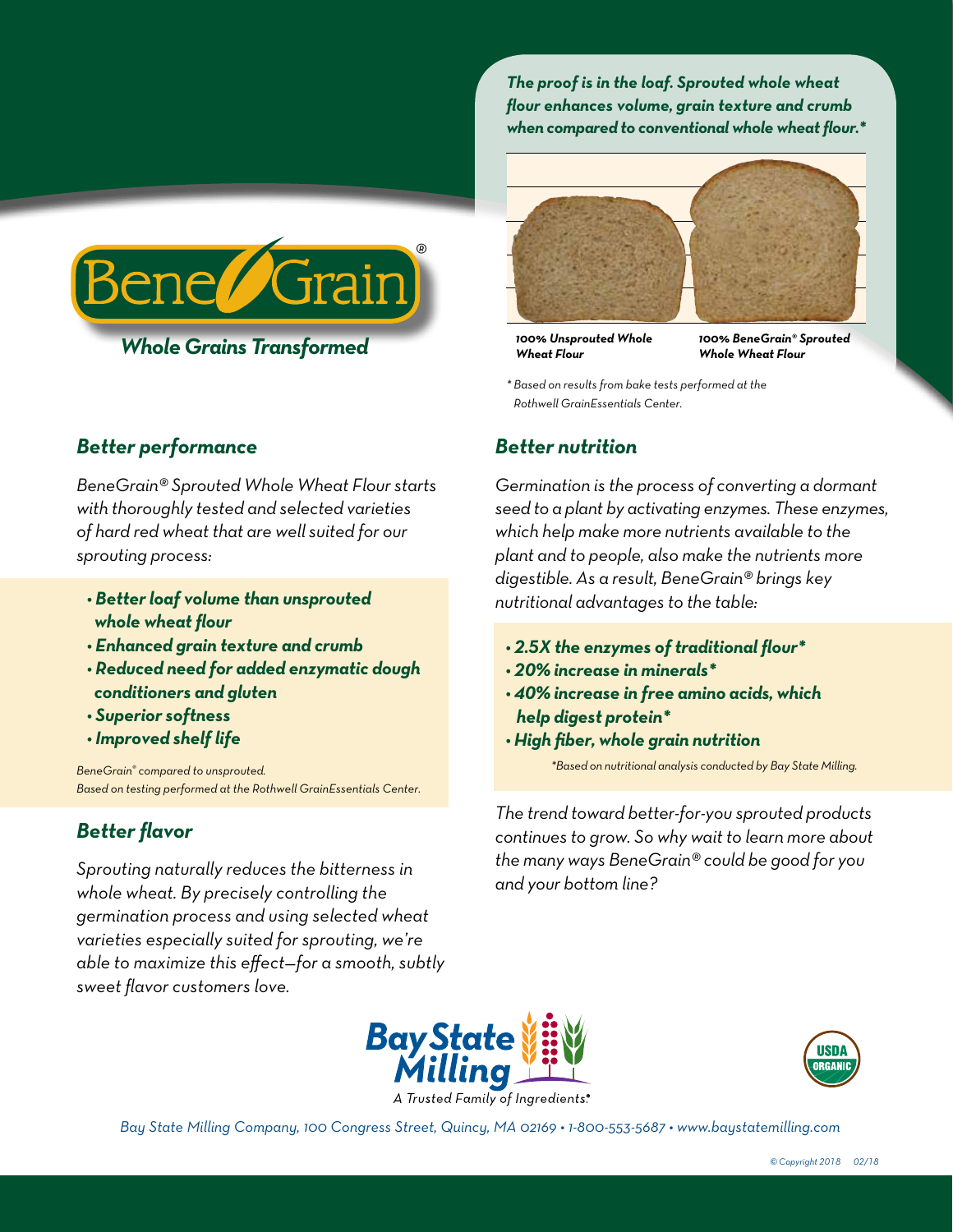BeneGrain®

*Whole Grains Transformed*

***The proof is in the loaf. Sprouted whole wheat flour enhances volume, grain texture and crumb when compared to conventional whole wheat flour.****

***100% Unsprouted Whole Wheat Flour***

***100% BeneGrain® Sprouted Whole Wheat Flour***

*\* Based on results from bake tests performed at the Rothwell GrainEssentials Center.*

## *Better performance*

*BeneGrain® Sprouted Whole Wheat Flour starts with thoroughly tested and selected varieties of hard red wheat that are well suited for our sprouting process:*

- ***Better loaf volume than unsprouted whole wheat flour***
- ***Enhanced grain texture and crumb***
- ***Reduced need for added enzymatic dough conditioners and gluten***
- ***Superior softness***
- ***Improved shelf life***

*BeneGrain® compared to unsprouted.*
*Based on testing performed at the Rothwell GrainEssentials Center.*

## *Better flavor*

*Sprouting naturally reduces the bitterness in whole wheat. By precisely controlling the germination process and using selected wheat varieties especially suited for sprouting, we're able to maximize this effect—for a smooth, subtly sweet flavor customers love.*

## *Better nutrition*

*Germination is the process of converting a dormant seed to a plant by activating enzymes. These enzymes, which help make more nutrients available to the plant and to people, also make the nutrients more digestible. As a result, BeneGrain® brings key nutritional advantages to the table:*

- ***2.5X the enzymes of traditional flour****
- ***20% increase in minerals****
- ***40% increase in free amino acids, which help digest protein****
- ***High fiber, whole grain nutrition***

*\*Based on nutritional analysis conducted by Bay State Milling.*

*The trend toward better-for-you sprouted products continues to grow. So why wait to learn more about the many ways BeneGrain® could be good for you and your bottom line?*

Bay State Milling
*A Trusted Family of Ingredients.®*

USDA ORGANIC

*Bay State Milling Company, 100 Congress Street, Quincy, MA 02169 • 1-800-553-5687 • www.baystatemilling.com*

*© Copyright 2018 02/18*